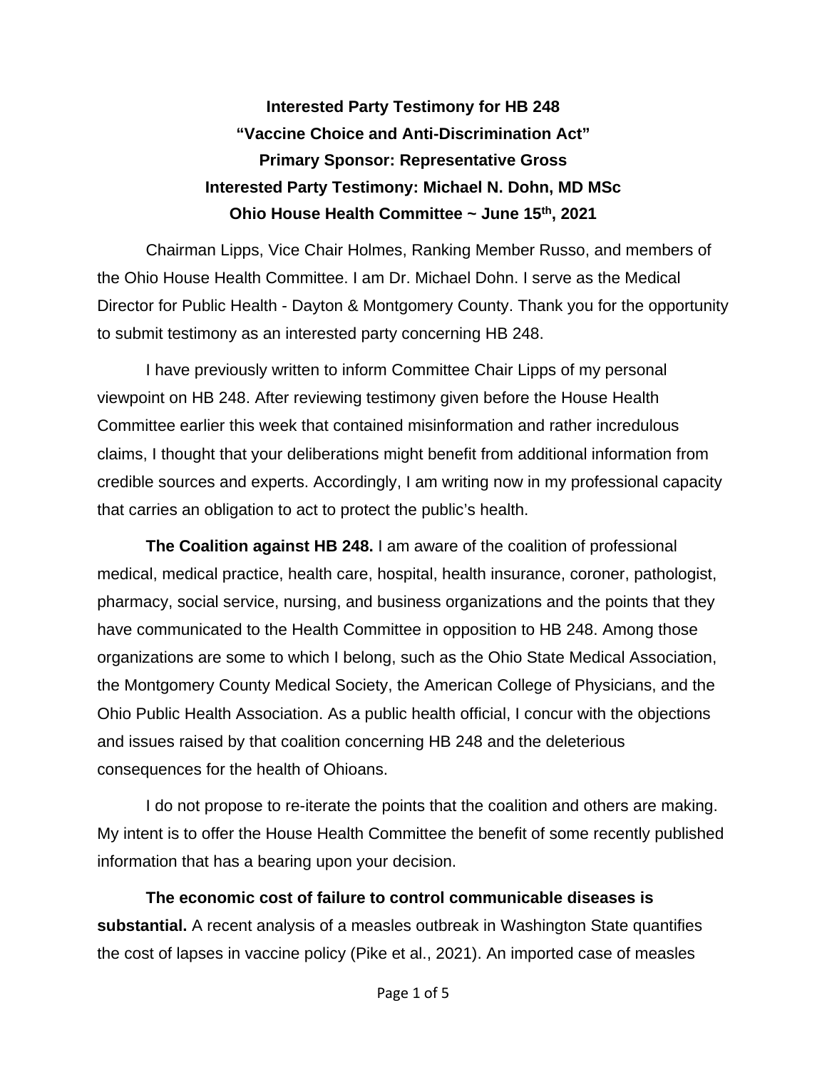**Interested Party Testimony for HB 248**
**"Vaccine Choice and Anti-Discrimination Act"**
**Primary Sponsor: Representative Gross**
**Interested Party Testimony: Michael N. Dohn, MD MSc**
**Ohio House Health Committee ~ June 15th, 2021**

Chairman Lipps, Vice Chair Holmes, Ranking Member Russo, and members of the Ohio House Health Committee. I am Dr. Michael Dohn. I serve as the Medical Director for Public Health - Dayton & Montgomery County. Thank you for the opportunity to submit testimony as an interested party concerning HB 248.

I have previously written to inform Committee Chair Lipps of my personal viewpoint on HB 248. After reviewing testimony given before the House Health Committee earlier this week that contained misinformation and rather incredulous claims, I thought that your deliberations might benefit from additional information from credible sources and experts. Accordingly, I am writing now in my professional capacity that carries an obligation to act to protect the public's health.

**The Coalition against HB 248.** I am aware of the coalition of professional medical, medical practice, health care, hospital, health insurance, coroner, pathologist, pharmacy, social service, nursing, and business organizations and the points that they have communicated to the Health Committee in opposition to HB 248. Among those organizations are some to which I belong, such as the Ohio State Medical Association, the Montgomery County Medical Society, the American College of Physicians, and the Ohio Public Health Association. As a public health official, I concur with the objections and issues raised by that coalition concerning HB 248 and the deleterious consequences for the health of Ohioans.

I do not propose to re-iterate the points that the coalition and others are making. My intent is to offer the House Health Committee the benefit of some recently published information that has a bearing upon your decision.

**The economic cost of failure to control communicable diseases is substantial.** A recent analysis of a measles outbreak in Washington State quantifies the cost of lapses in vaccine policy (Pike et al., 2021). An imported case of measles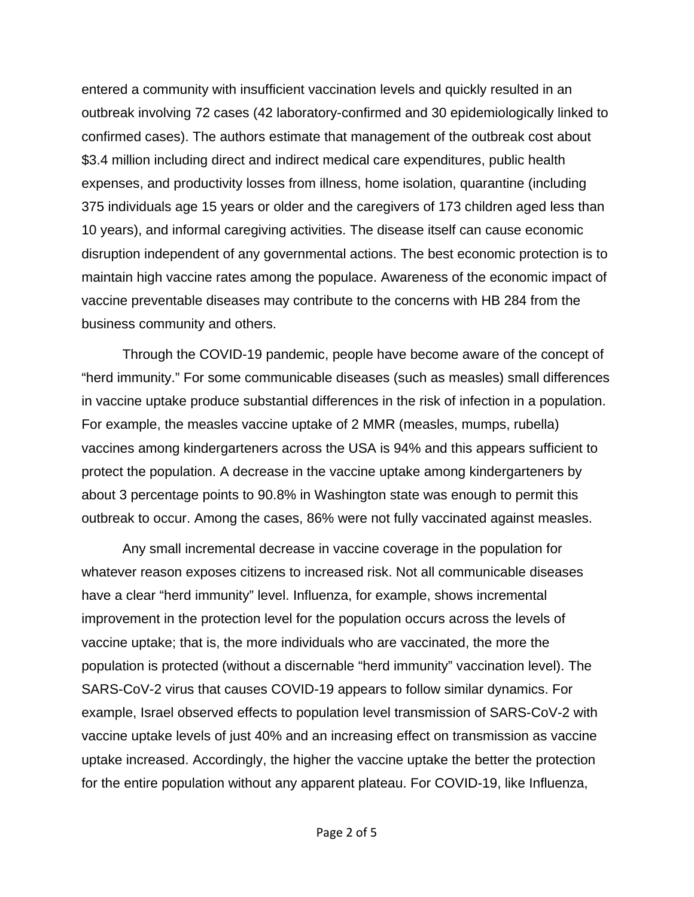entered a community with insufficient vaccination levels and quickly resulted in an outbreak involving 72 cases (42 laboratory-confirmed and 30 epidemiologically linked to confirmed cases). The authors estimate that management of the outbreak cost about $3.4 million including direct and indirect medical care expenditures, public health expenses, and productivity losses from illness, home isolation, quarantine (including 375 individuals age 15 years or older and the caregivers of 173 children aged less than 10 years), and informal caregiving activities. The disease itself can cause economic disruption independent of any governmental actions. The best economic protection is to maintain high vaccine rates among the populace. Awareness of the economic impact of vaccine preventable diseases may contribute to the concerns with HB 284 from the business community and others.

Through the COVID-19 pandemic, people have become aware of the concept of "herd immunity." For some communicable diseases (such as measles) small differences in vaccine uptake produce substantial differences in the risk of infection in a population. For example, the measles vaccine uptake of 2 MMR (measles, mumps, rubella) vaccines among kindergarteners across the USA is 94% and this appears sufficient to protect the population. A decrease in the vaccine uptake among kindergarteners by about 3 percentage points to 90.8% in Washington state was enough to permit this outbreak to occur. Among the cases, 86% were not fully vaccinated against measles.

Any small incremental decrease in vaccine coverage in the population for whatever reason exposes citizens to increased risk. Not all communicable diseases have a clear "herd immunity" level. Influenza, for example, shows incremental improvement in the protection level for the population occurs across the levels of vaccine uptake; that is, the more individuals who are vaccinated, the more the population is protected (without a discernable "herd immunity" vaccination level). The SARS-CoV-2 virus that causes COVID-19 appears to follow similar dynamics. For example, Israel observed effects to population level transmission of SARS-CoV-2 with vaccine uptake levels of just 40% and an increasing effect on transmission as vaccine uptake increased. Accordingly, the higher the vaccine uptake the better the protection for the entire population without any apparent plateau. For COVID-19, like Influenza,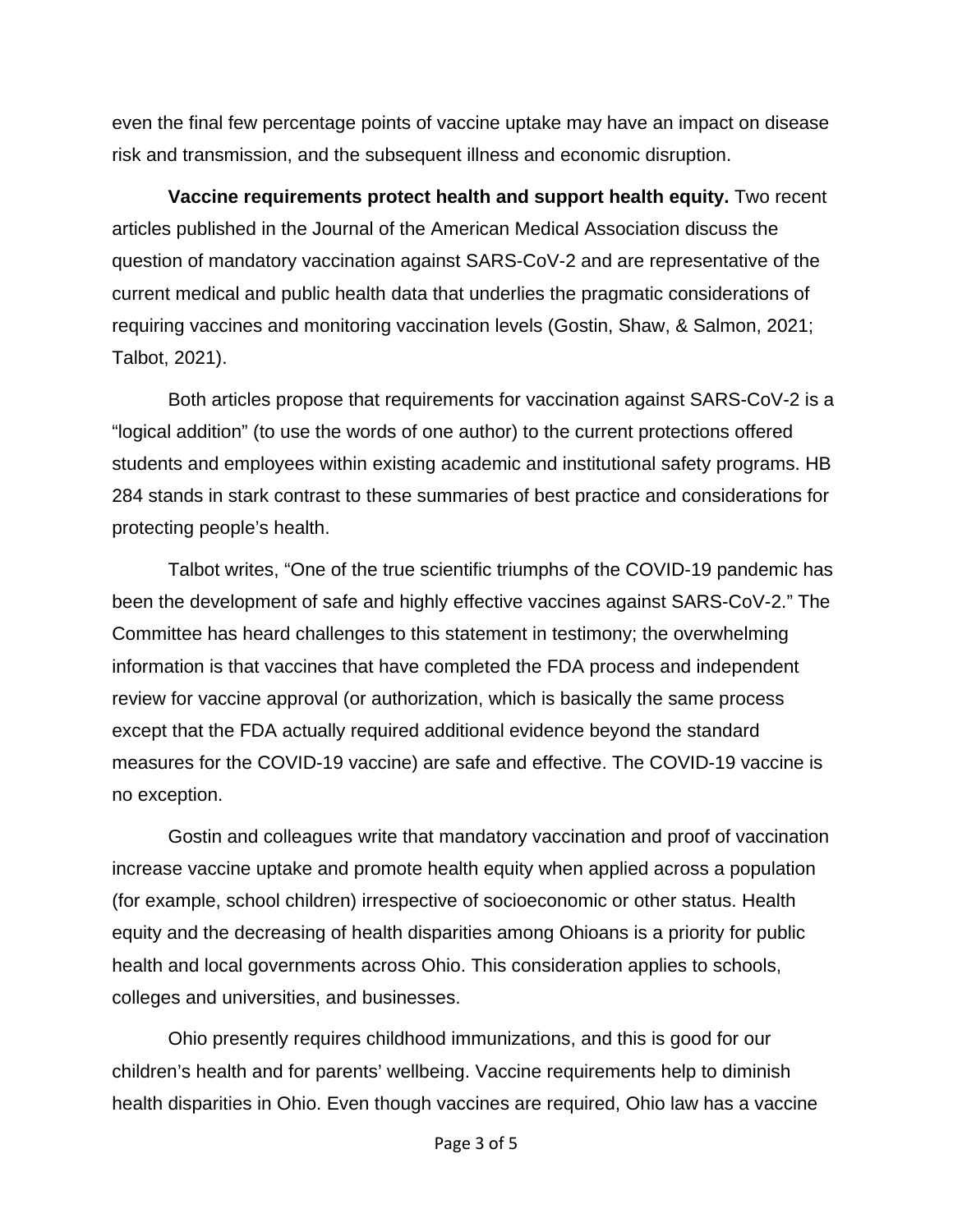even the final few percentage points of vaccine uptake may have an impact on disease risk and transmission, and the subsequent illness and economic disruption.

**Vaccine requirements protect health and support health equity.** Two recent articles published in the Journal of the American Medical Association discuss the question of mandatory vaccination against SARS-CoV-2 and are representative of the current medical and public health data that underlies the pragmatic considerations of requiring vaccines and monitoring vaccination levels (Gostin, Shaw, & Salmon, 2021; Talbot, 2021).

Both articles propose that requirements for vaccination against SARS-CoV-2 is a "logical addition" (to use the words of one author) to the current protections offered students and employees within existing academic and institutional safety programs. HB 284 stands in stark contrast to these summaries of best practice and considerations for protecting people's health.

Talbot writes, "One of the true scientific triumphs of the COVID-19 pandemic has been the development of safe and highly effective vaccines against SARS-CoV-2." The Committee has heard challenges to this statement in testimony; the overwhelming information is that vaccines that have completed the FDA process and independent review for vaccine approval (or authorization, which is basically the same process except that the FDA actually required additional evidence beyond the standard measures for the COVID-19 vaccine) are safe and effective. The COVID-19 vaccine is no exception.

Gostin and colleagues write that mandatory vaccination and proof of vaccination increase vaccine uptake and promote health equity when applied across a population (for example, school children) irrespective of socioeconomic or other status. Health equity and the decreasing of health disparities among Ohioans is a priority for public health and local governments across Ohio. This consideration applies to schools, colleges and universities, and businesses.

Ohio presently requires childhood immunizations, and this is good for our children's health and for parents' wellbeing. Vaccine requirements help to diminish health disparities in Ohio. Even though vaccines are required, Ohio law has a vaccine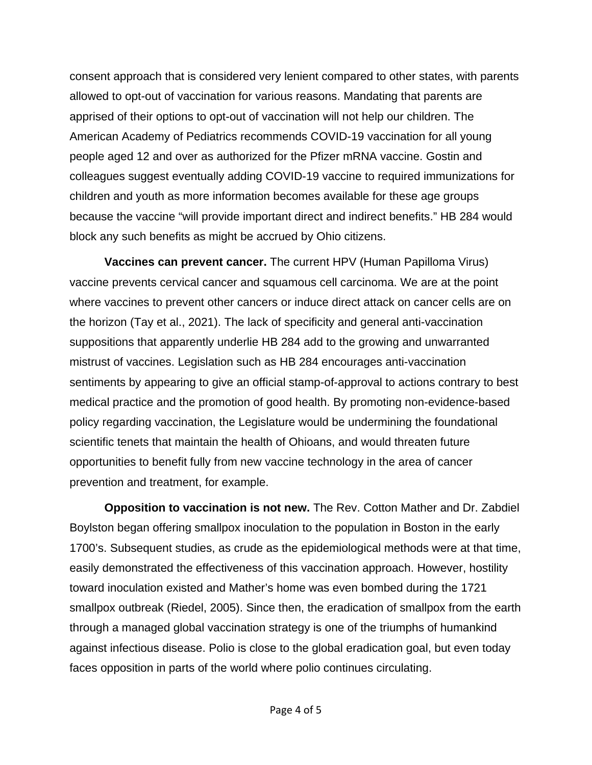consent approach that is considered very lenient compared to other states, with parents allowed to opt-out of vaccination for various reasons. Mandating that parents are apprised of their options to opt-out of vaccination will not help our children. The American Academy of Pediatrics recommends COVID-19 vaccination for all young people aged 12 and over as authorized for the Pfizer mRNA vaccine. Gostin and colleagues suggest eventually adding COVID-19 vaccine to required immunizations for children and youth as more information becomes available for these age groups because the vaccine "will provide important direct and indirect benefits." HB 284 would block any such benefits as might be accrued by Ohio citizens.

**Vaccines can prevent cancer.** The current HPV (Human Papilloma Virus) vaccine prevents cervical cancer and squamous cell carcinoma. We are at the point where vaccines to prevent other cancers or induce direct attack on cancer cells are on the horizon (Tay et al., 2021). The lack of specificity and general anti-vaccination suppositions that apparently underlie HB 284 add to the growing and unwarranted mistrust of vaccines. Legislation such as HB 284 encourages anti-vaccination sentiments by appearing to give an official stamp-of-approval to actions contrary to best medical practice and the promotion of good health. By promoting non-evidence-based policy regarding vaccination, the Legislature would be undermining the foundational scientific tenets that maintain the health of Ohioans, and would threaten future opportunities to benefit fully from new vaccine technology in the area of cancer prevention and treatment, for example.

**Opposition to vaccination is not new.** The Rev. Cotton Mather and Dr. Zabdiel Boylston began offering smallpox inoculation to the population in Boston in the early 1700's. Subsequent studies, as crude as the epidemiological methods were at that time, easily demonstrated the effectiveness of this vaccination approach. However, hostility toward inoculation existed and Mather's home was even bombed during the 1721 smallpox outbreak (Riedel, 2005). Since then, the eradication of smallpox from the earth through a managed global vaccination strategy is one of the triumphs of humankind against infectious disease. Polio is close to the global eradication goal, but even today faces opposition in parts of the world where polio continues circulating.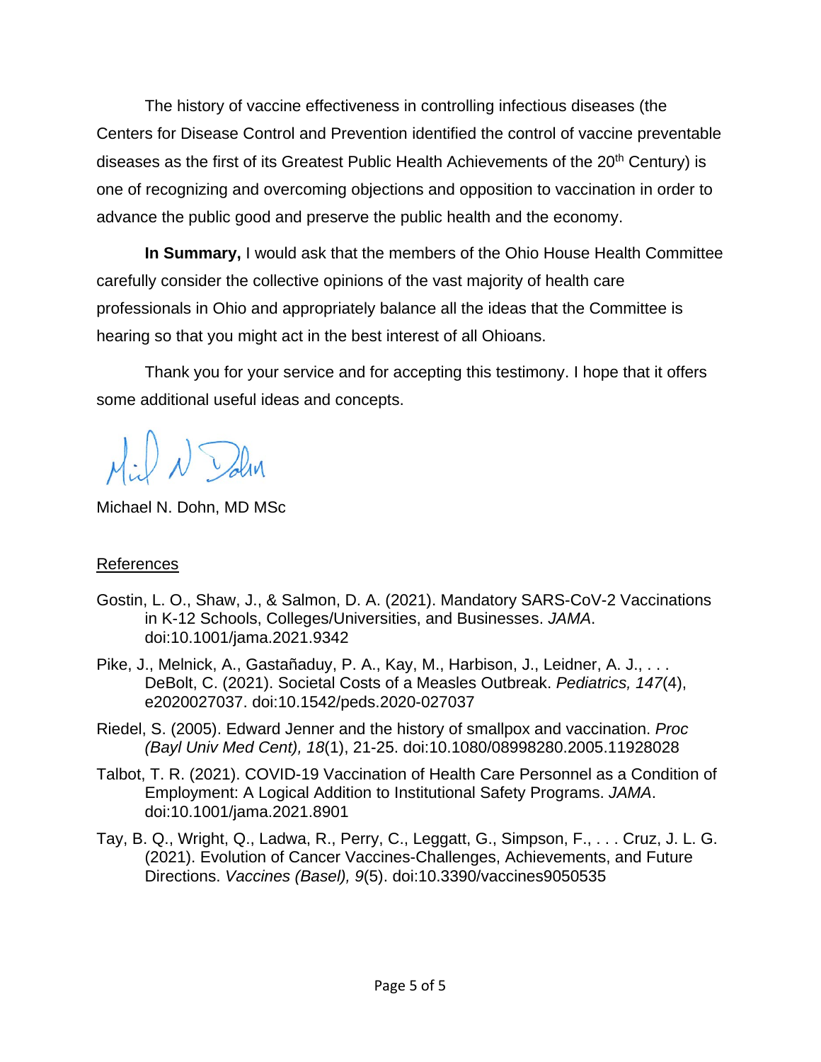The history of vaccine effectiveness in controlling infectious diseases (the Centers for Disease Control and Prevention identified the control of vaccine preventable diseases as the first of its Greatest Public Health Achievements of the 20th Century) is one of recognizing and overcoming objections and opposition to vaccination in order to advance the public good and preserve the public health and the economy.

**In Summary,** I would ask that the members of the Ohio House Health Committee carefully consider the collective opinions of the vast majority of health care professionals in Ohio and appropriately balance all the ideas that the Committee is hearing so that you might act in the best interest of all Ohioans.

Thank you for your service and for accepting this testimony. I hope that it offers some additional useful ideas and concepts.

Michael N. Dohn, MD MSc

## References

Gostin, L. O., Shaw, J., & Salmon, D. A. (2021). Mandatory SARS-CoV-2 Vaccinations in K-12 Schools, Colleges/Universities, and Businesses. *JAMA*. doi:10.1001/jama.2021.9342

Pike, J., Melnick, A., Gastañaduy, P. A., Kay, M., Harbison, J., Leidner, A. J., . . . DeBolt, C. (2021). Societal Costs of a Measles Outbreak. *Pediatrics, 147*(4), e2020027037. doi:10.1542/peds.2020-027037

Riedel, S. (2005). Edward Jenner and the history of smallpox and vaccination. *Proc (Bayl Univ Med Cent), 18*(1), 21-25. doi:10.1080/08998280.2005.11928028

Talbot, T. R. (2021). COVID-19 Vaccination of Health Care Personnel as a Condition of Employment: A Logical Addition to Institutional Safety Programs. *JAMA*. doi:10.1001/jama.2021.8901

Tay, B. Q., Wright, Q., Ladwa, R., Perry, C., Leggatt, G., Simpson, F., . . . Cruz, J. L. G. (2021). Evolution of Cancer Vaccines-Challenges, Achievements, and Future Directions. *Vaccines (Basel), 9*(5). doi:10.3390/vaccines9050535